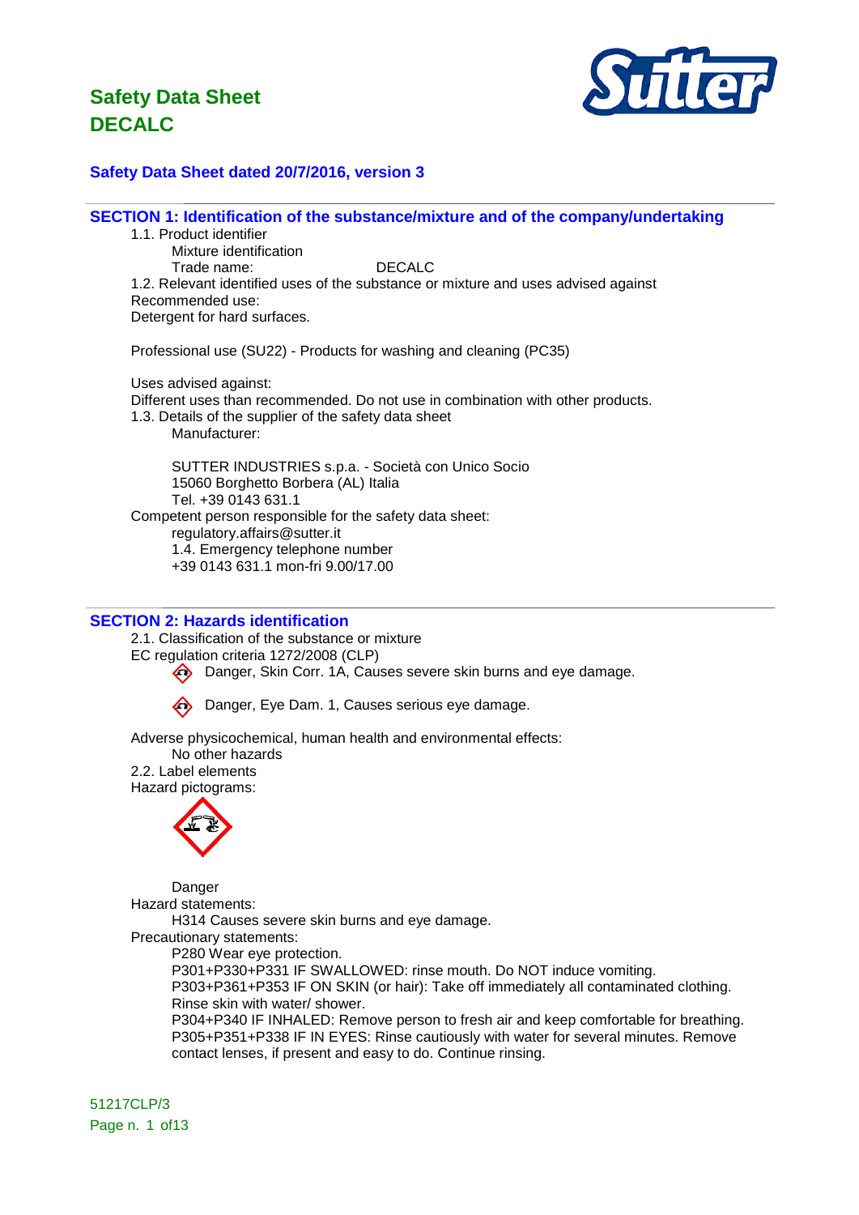# Safety Data Sheet
# DECALC

**Safety Data Sheet dated 20/7/2016, version 3**

## SECTION 1: Identification of the substance/mixture and of the company/undertaking

1.1. Product identifier

Mixture identification

Trade name: DECALC

1.2. Relevant identified uses of the substance or mixture and uses advised against

Recommended use:

Detergent for hard surfaces.

Professional use (SU22) - Products for washing and cleaning (PC35)

Uses advised against:

Different uses than recommended. Do not use in combination with other products.

1.3. Details of the supplier of the safety data sheet

Manufacturer:

SUTTER INDUSTRIES s.p.a. - Società con Unico Socio
15060 Borghetto Borbera (AL) Italia
Tel. +39 0143 631.1

Competent person responsible for the safety data sheet:

regulatory.affairs@sutter.it

1.4. Emergency telephone number

+39 0143 631.1 mon-fri 9.00/17.00

## SECTION 2: Hazards identification

2.1. Classification of the substance or mixture

EC regulation criteria 1272/2008 (CLP)

- Danger, Skin Corr. 1A, Causes severe skin burns and eye damage.
- Danger, Eye Dam. 1, Causes serious eye damage.

Adverse physicochemical, human health and environmental effects:

No other hazards

2.2. Label elements

Hazard pictograms:

Danger

Hazard statements:

H314 Causes severe skin burns and eye damage.

Precautionary statements:

P280 Wear eye protection.

P301+P330+P331 IF SWALLOWED: rinse mouth. Do NOT induce vomiting.

P303+P361+P353 IF ON SKIN (or hair): Take off immediately all contaminated clothing. Rinse skin with water/ shower.

P304+P340 IF INHALED: Remove person to fresh air and keep comfortable for breathing.

P305+P351+P338 IF IN EYES: Rinse cautiously with water for several minutes. Remove contact lenses, if present and easy to do. Continue rinsing.

51217CLP/3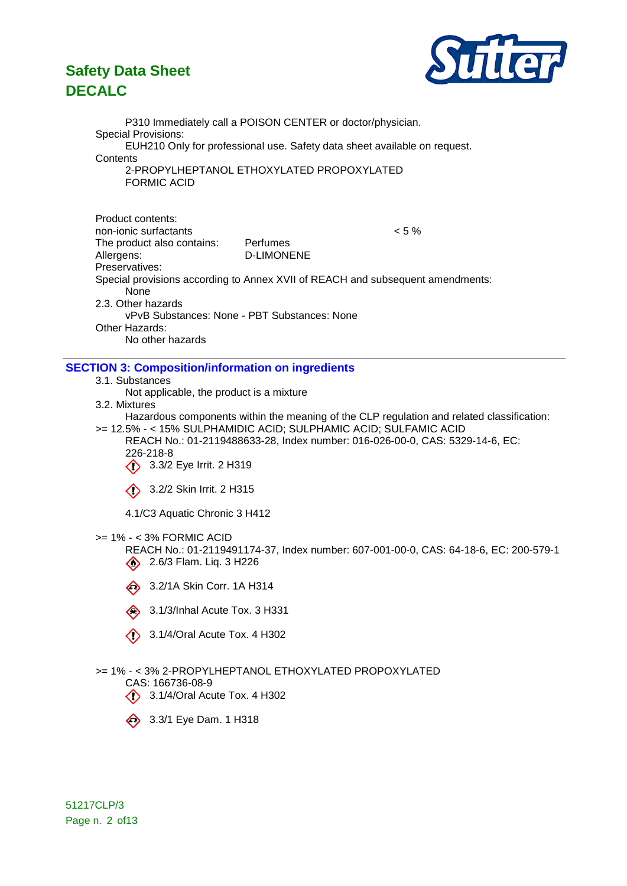P310 Immediately call a POISON CENTER or doctor/physician.

Special Provisions:

EUH210 Only for professional use. Safety data sheet available on request.

Contents

2-PROPYLHEPTANOL ETHOXYLATED PROPOXYLATED
FORMIC ACID

Product contents:

| | | |
|---|---|---|
| non-ionic surfactants | | < 5 % |
| The product also contains: | Perfumes | |
| Allergens: | D-LIMONENE | |
| Preservatives: | | |

Special provisions according to Annex XVII of REACH and subsequent amendments:

None

2.3. Other hazards

vPvB Substances: None - PBT Substances: None

Other Hazards:

No other hazards

## SECTION 3: Composition/information on ingredients

3.1. Substances

Not applicable, the product is a mixture

3.2. Mixtures

Hazardous components within the meaning of the CLP regulation and related classification:

>= 12.5% - < 15% SULPHAMIDIC ACID; SULPHAMIC ACID; SULFAMIC ACID

REACH No.: 01-2119488633-28, Index number: 016-026-00-0, CAS: 5329-14-6, EC: 226-218-8

3.3/2 Eye Irrit. 2 H319

3.2/2 Skin Irrit. 2 H315

4.1/C3 Aquatic Chronic 3 H412

>= 1% - < 3% FORMIC ACID

REACH No.: 01-2119491174-37, Index number: 607-001-00-0, CAS: 64-18-6, EC: 200-579-1

2.6/3 Flam. Liq. 3 H226

3.2/1A Skin Corr. 1A H314

3.1/3/Inhal Acute Tox. 3 H331

3.1/4/Oral Acute Tox. 4 H302

>= 1% - < 3% 2-PROPYLHEPTANOL ETHOXYLATED PROPOXYLATED

CAS: 166736-08-9

3.1/4/Oral Acute Tox. 4 H302

3.3/1 Eye Dam. 1 H318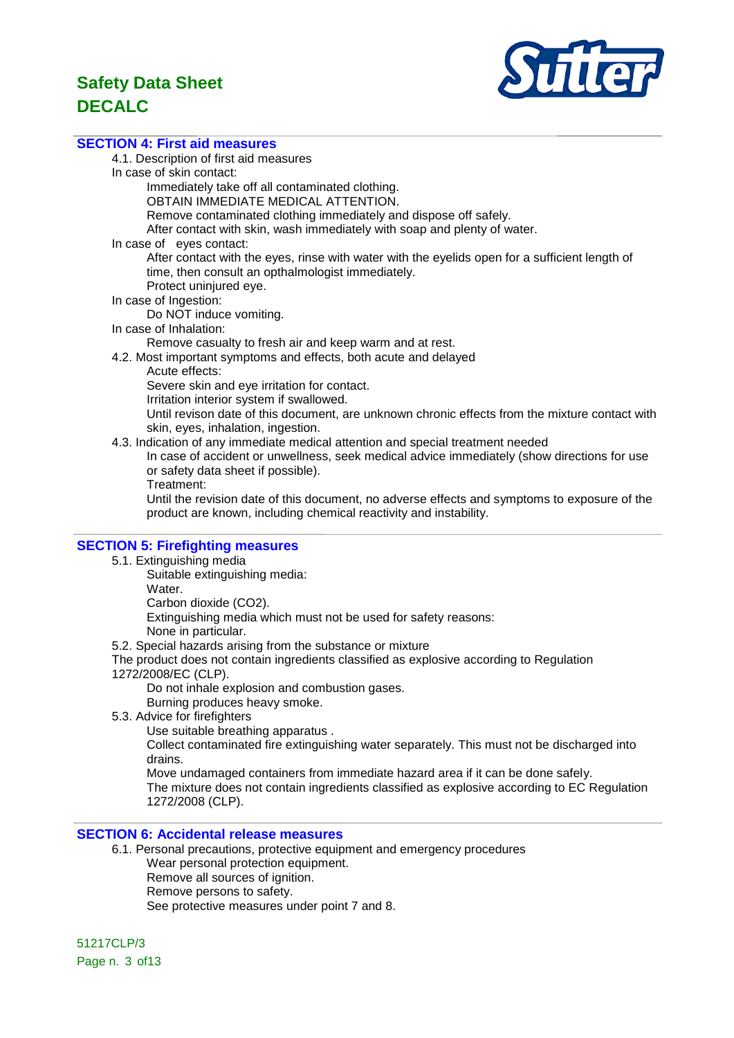## SECTION 4: First aid measures

4.1. Description of first aid measures

In case of skin contact:

Immediately take off all contaminated clothing.
OBTAIN IMMEDIATE MEDICAL ATTENTION.
Remove contaminated clothing immediately and dispose off safely.
After contact with skin, wash immediately with soap and plenty of water.

In case of eyes contact:

After contact with the eyes, rinse with water with the eyelids open for a sufficient length of time, then consult an opthalmologist immediately.
Protect uninjured eye.

In case of Ingestion:

Do NOT induce vomiting.

In case of Inhalation:

Remove casualty to fresh air and keep warm and at rest.

4.2. Most important symptoms and effects, both acute and delayed

Acute effects:
Severe skin and eye irritation for contact.
Irritation interior system if swallowed.
Until revison date of this document, are unknown chronic effects from the mixture contact with skin, eyes, inhalation, ingestion.

4.3. Indication of any immediate medical attention and special treatment needed

In case of accident or unwellness, seek medical advice immediately (show directions for use or safety data sheet if possible).
Treatment:
Until the revision date of this document, no adverse effects and symptoms to exposure of the product are known, including chemical reactivity and instability.

## SECTION 5: Firefighting measures

5.1. Extinguishing media

Suitable extinguishing media:
Water.
Carbon dioxide ($CO_2$).
Extinguishing media which must not be used for safety reasons:
None in particular.

5.2. Special hazards arising from the substance or mixture

The product does not contain ingredients classified as explosive according to Regulation 1272/2008/EC (CLP).

Do not inhale explosion and combustion gases.
Burning produces heavy smoke.

5.3. Advice for firefighters

Use suitable breathing apparatus .
Collect contaminated fire extinguishing water separately. This must not be discharged into drains.
Move undamaged containers from immediate hazard area if it can be done safely.
The mixture does not contain ingredients classified as explosive according to EC Regulation 1272/2008 (CLP).

## SECTION 6: Accidental release measures

6.1. Personal precautions, protective equipment and emergency procedures

Wear personal protection equipment.
Remove all sources of ignition.
Remove persons to safety.
See protective measures under point 7 and 8.

51217CLP/3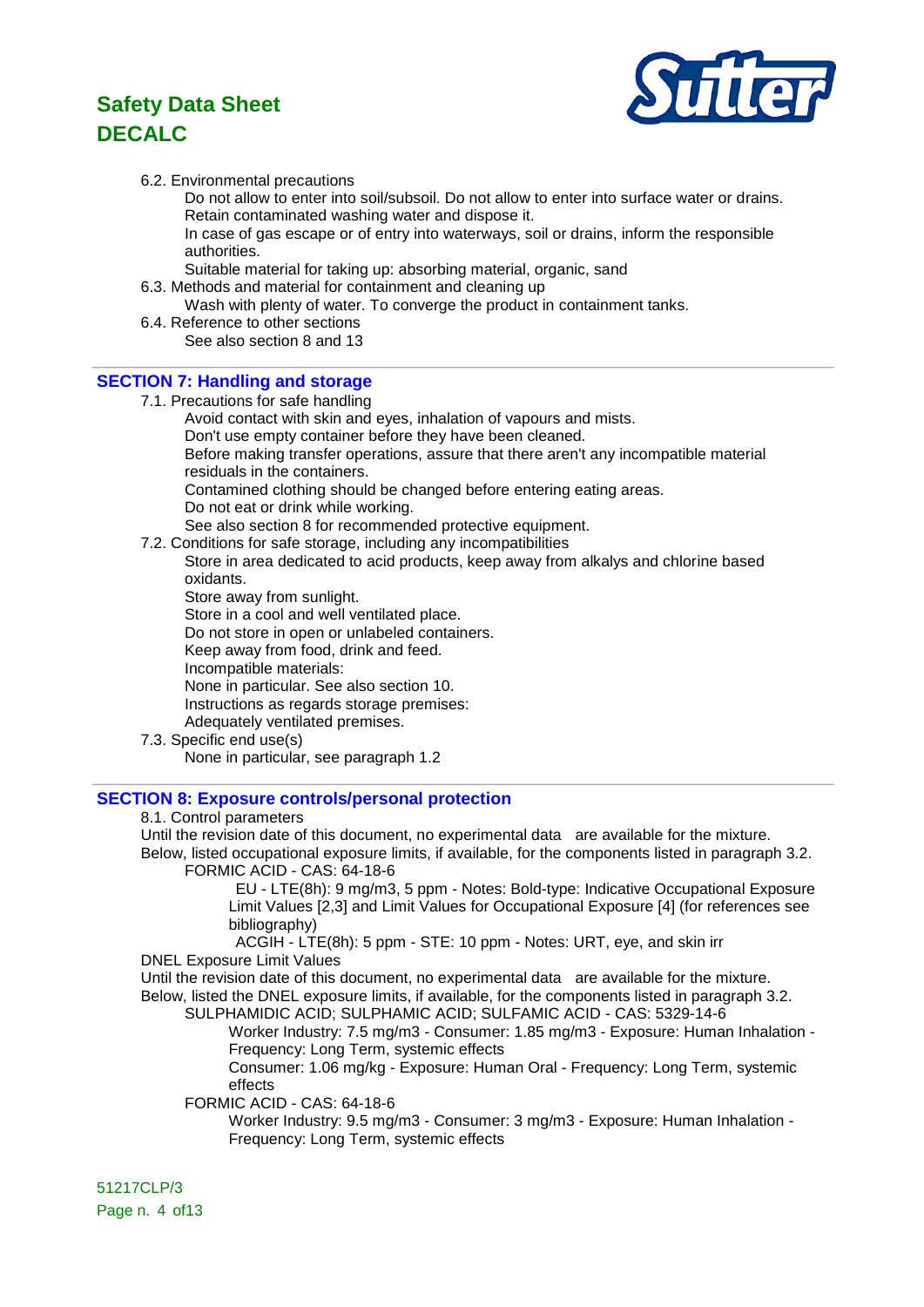6.2. Environmental precautions

Do not allow to enter into soil/subsoil. Do not allow to enter into surface water or drains.
Retain contaminated washing water and dispose it.
In case of gas escape or of entry into waterways, soil or drains, inform the responsible authorities.
Suitable material for taking up: absorbing material, organic, sand

6.3. Methods and material for containment and cleaning up

Wash with plenty of water. To converge the product in containment tanks.

6.4. Reference to other sections

See also section 8 and 13

## SECTION 7: Handling and storage

7.1. Precautions for safe handling

Avoid contact with skin and eyes, inhalation of vapours and mists.
Don't use empty container before they have been cleaned.
Before making transfer operations, assure that there aren't any incompatible material residuals in the containers.
Contamined clothing should be changed before entering eating areas.
Do not eat or drink while working.
See also section 8 for recommended protective equipment.

7.2. Conditions for safe storage, including any incompatibilities

Store in area dedicated to acid products, keep away from alkalys and chlorine based oxidants.
Store away from sunlight.
Store in a cool and well ventilated place.
Do not store in open or unlabeled containers.
Keep away from food, drink and feed.
Incompatible materials:
None in particular. See also section 10.
Instructions as regards storage premises:
Adequately ventilated premises.

7.3. Specific end use(s)

None in particular, see paragraph 1.2

## SECTION 8: Exposure controls/personal protection

8.1. Control parameters

Until the revision date of this document, no experimental data are available for the mixture.
Below, listed occupational exposure limits, if available, for the components listed in paragraph 3.2.

FORMIC ACID - CAS: 64-18-6

EU - LTE(8h): 9 mg/m3, 5 ppm - Notes: Bold-type: Indicative Occupational Exposure Limit Values [2,3] and Limit Values for Occupational Exposure [4] (for references see bibliography)

ACGIH - LTE(8h): 5 ppm - STE: 10 ppm - Notes: URT, eye, and skin irr

DNEL Exposure Limit Values

Until the revision date of this document, no experimental data are available for the mixture.
Below, listed the DNEL exposure limits, if available, for the components listed in paragraph 3.2.

SULPHAMIDIC ACID; SULPHAMIC ACID; SULFAMIC ACID - CAS: 5329-14-6

Worker Industry: 7.5 mg/m3 - Consumer: 1.85 mg/m3 - Exposure: Human Inhalation - Frequency: Long Term, systemic effects

Consumer: 1.06 mg/kg - Exposure: Human Oral - Frequency: Long Term, systemic effects

FORMIC ACID - CAS: 64-18-6

Worker Industry: 9.5 mg/m3 - Consumer: 3 mg/m3 - Exposure: Human Inhalation - Frequency: Long Term, systemic effects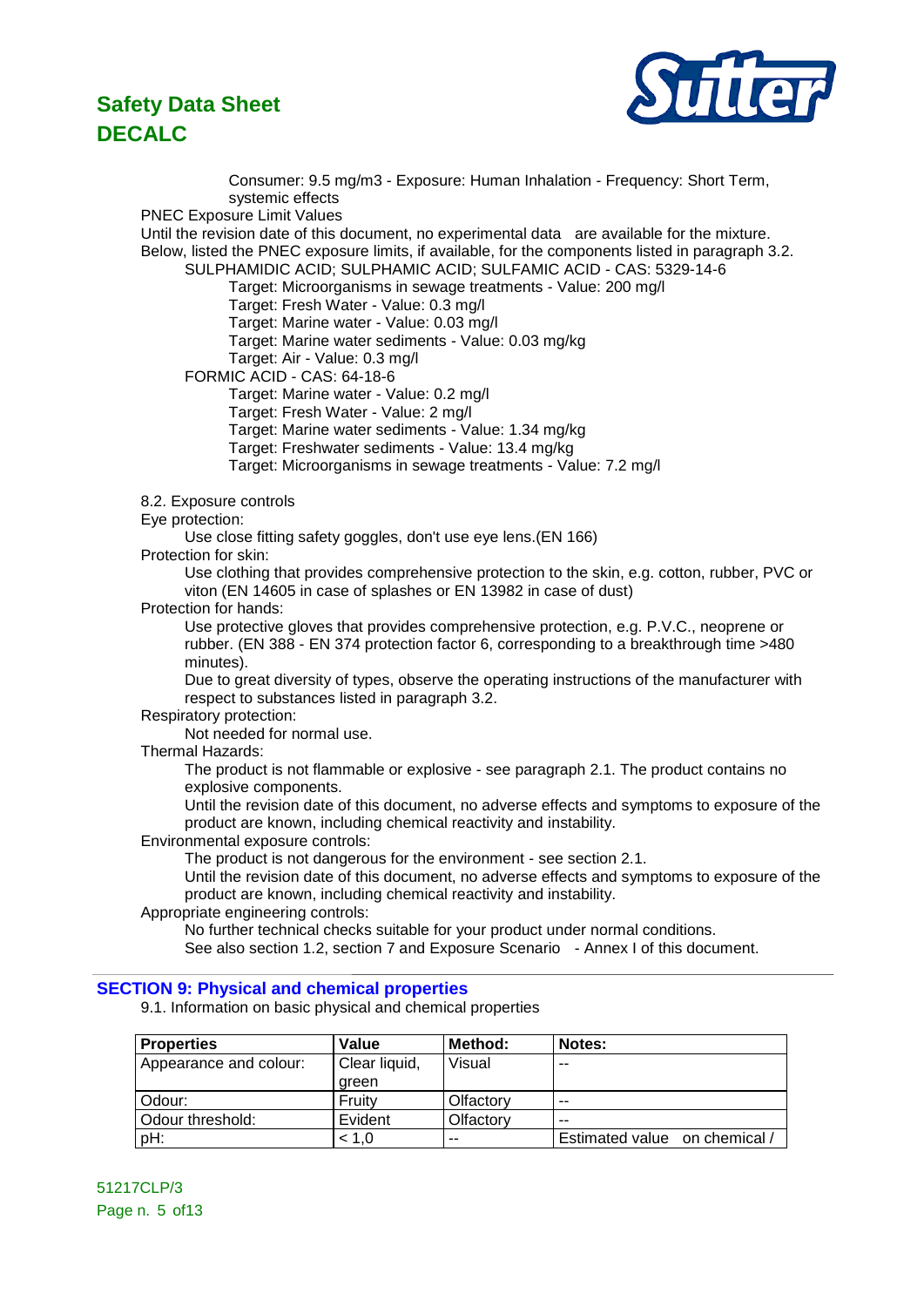Consumer: 9.5 mg/m3 - Exposure: Human Inhalation - Frequency: Short Term, systemic effects

PNEC Exposure Limit Values

Until the revision date of this document, no experimental data are available for the mixture.
Below, listed the PNEC exposure limits, if available, for the components listed in paragraph 3.2.

SULPHAMIDIC ACID; SULPHAMIC ACID; SULFAMIC ACID - CAS: 5329-14-6
- Target: Microorganisms in sewage treatments - Value: 200 mg/l
- Target: Fresh Water - Value: 0.3 mg/l
- Target: Marine water - Value: 0.03 mg/l
- Target: Marine water sediments - Value: 0.03 mg/kg
- Target: Air - Value: 0.3 mg/l

FORMIC ACID - CAS: 64-18-6
- Target: Marine water - Value: 0.2 mg/l
- Target: Fresh Water - Value: 2 mg/l
- Target: Marine water sediments - Value: 1.34 mg/kg
- Target: Freshwater sediments - Value: 13.4 mg/kg
- Target: Microorganisms in sewage treatments - Value: 7.2 mg/l

8.2. Exposure controls

Eye protection:

Use close fitting safety goggles, don't use eye lens.(EN 166)

Protection for skin:

Use clothing that provides comprehensive protection to the skin, e.g. cotton, rubber, PVC or viton (EN 14605 in case of splashes or EN 13982 in case of dust)

Protection for hands:

Use protective gloves that provides comprehensive protection, e.g. P.V.C., neoprene or rubber. (EN 388 - EN 374 protection factor 6, corresponding to a breakthrough time >480 minutes).

Due to great diversity of types, observe the operating instructions of the manufacturer with respect to substances listed in paragraph 3.2.

Respiratory protection:

Not needed for normal use.

Thermal Hazards:

The product is not flammable or explosive - see paragraph 2.1. The product contains no explosive components.

Until the revision date of this document, no adverse effects and symptoms to exposure of the product are known, including chemical reactivity and instability.

Environmental exposure controls:

The product is not dangerous for the environment - see section 2.1.

Until the revision date of this document, no adverse effects and symptoms to exposure of the product are known, including chemical reactivity and instability.

Appropriate engineering controls:

No further technical checks suitable for your product under normal conditions.

See also section 1.2, section 7 and Exposure Scenario - Annex I of this document.

## SECTION 9: Physical and chemical properties

9.1. Information on basic physical and chemical properties

| Properties | Value | Method: | Notes: |
|---|---|---|---|
| Appearance and colour: | Clear liquid, green | Visual | -- |
| Odour: | Fruity | Olfactory | -- |
| Odour threshold: | Evident | Olfactory | -- |
| pH: | < 1,0 | -- | Estimated value on chemical / |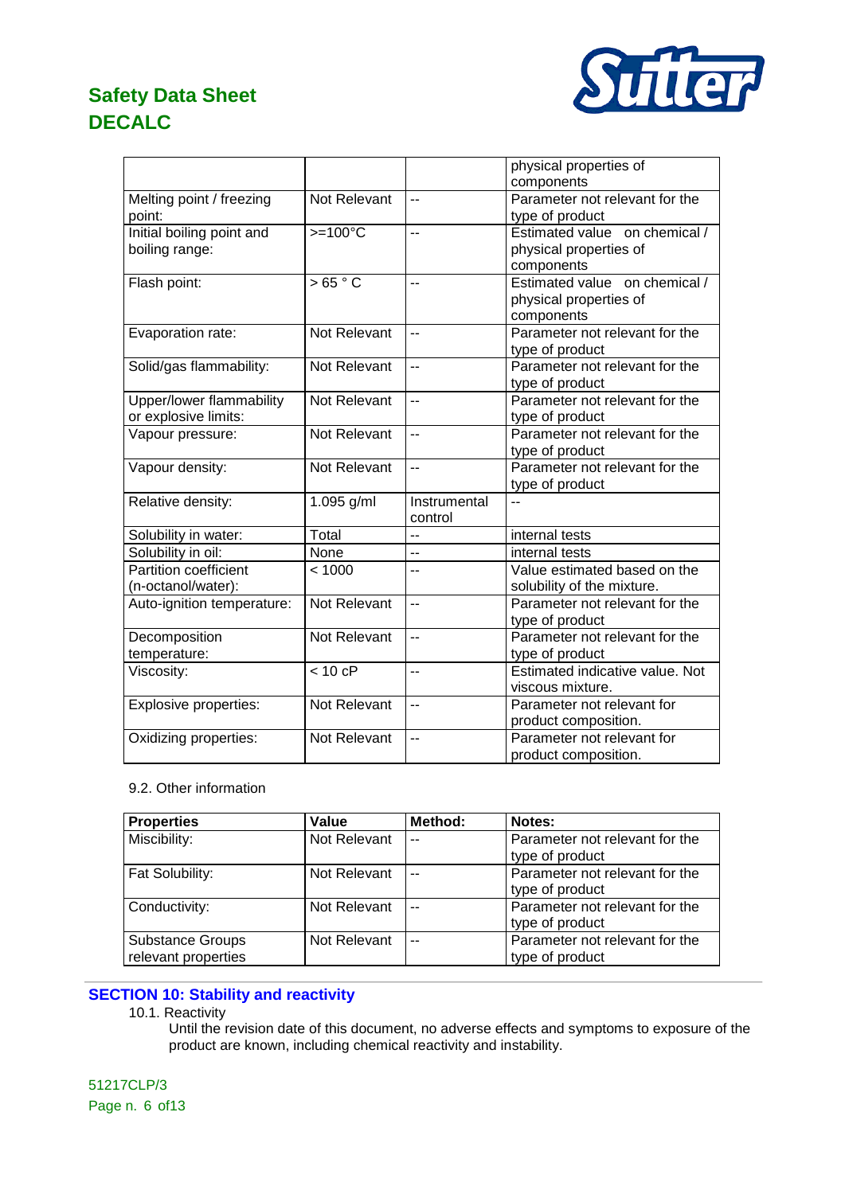| | | | physical properties of components |
|---|---|---|---|
| Melting point / freezing point: | Not Relevant | -- | Parameter not relevant for the type of product |
| Initial boiling point and boiling range: | >=100°C | -- | Estimated value on chemical / physical properties of components |
| Flash point: | > 65 ° C | -- | Estimated value on chemical / physical properties of components |
| Evaporation rate: | Not Relevant | -- | Parameter not relevant for the type of product |
| Solid/gas flammability: | Not Relevant | -- | Parameter not relevant for the type of product |
| Upper/lower flammability or explosive limits: | Not Relevant | -- | Parameter not relevant for the type of product |
| Vapour pressure: | Not Relevant | -- | Parameter not relevant for the type of product |
| Vapour density: | Not Relevant | -- | Parameter not relevant for the type of product |
| Relative density: | 1.095 g/ml | Instrumental control | -- |
| Solubility in water: | Total | -- | internal tests |
| Solubility in oil: | None | -- | internal tests |
| Partition coefficient (n-octanol/water): | < 1000 | -- | Value estimated based on the solubility of the mixture. |
| Auto-ignition temperature: | Not Relevant | -- | Parameter not relevant for the type of product |
| Decomposition temperature: | Not Relevant | -- | Parameter not relevant for the type of product |
| Viscosity: | < 10 cP | -- | Estimated indicative value. Not viscous mixture. |
| Explosive properties: | Not Relevant | -- | Parameter not relevant for product composition. |
| Oxidizing properties: | Not Relevant | -- | Parameter not relevant for product composition. |

9.2. Other information

| **Properties** | **Value** | **Method:** | **Notes:** |
|---|---|---|---|
| Miscibility: | Not Relevant | -- | Parameter not relevant for the type of product |
| Fat Solubility: | Not Relevant | -- | Parameter not relevant for the type of product |
| Conductivity: | Not Relevant | -- | Parameter not relevant for the type of product |
| Substance Groups relevant properties | Not Relevant | -- | Parameter not relevant for the type of product |

## SECTION 10: Stability and reactivity

10.1. Reactivity

Until the revision date of this document, no adverse effects and symptoms to exposure of the product are known, including chemical reactivity and instability.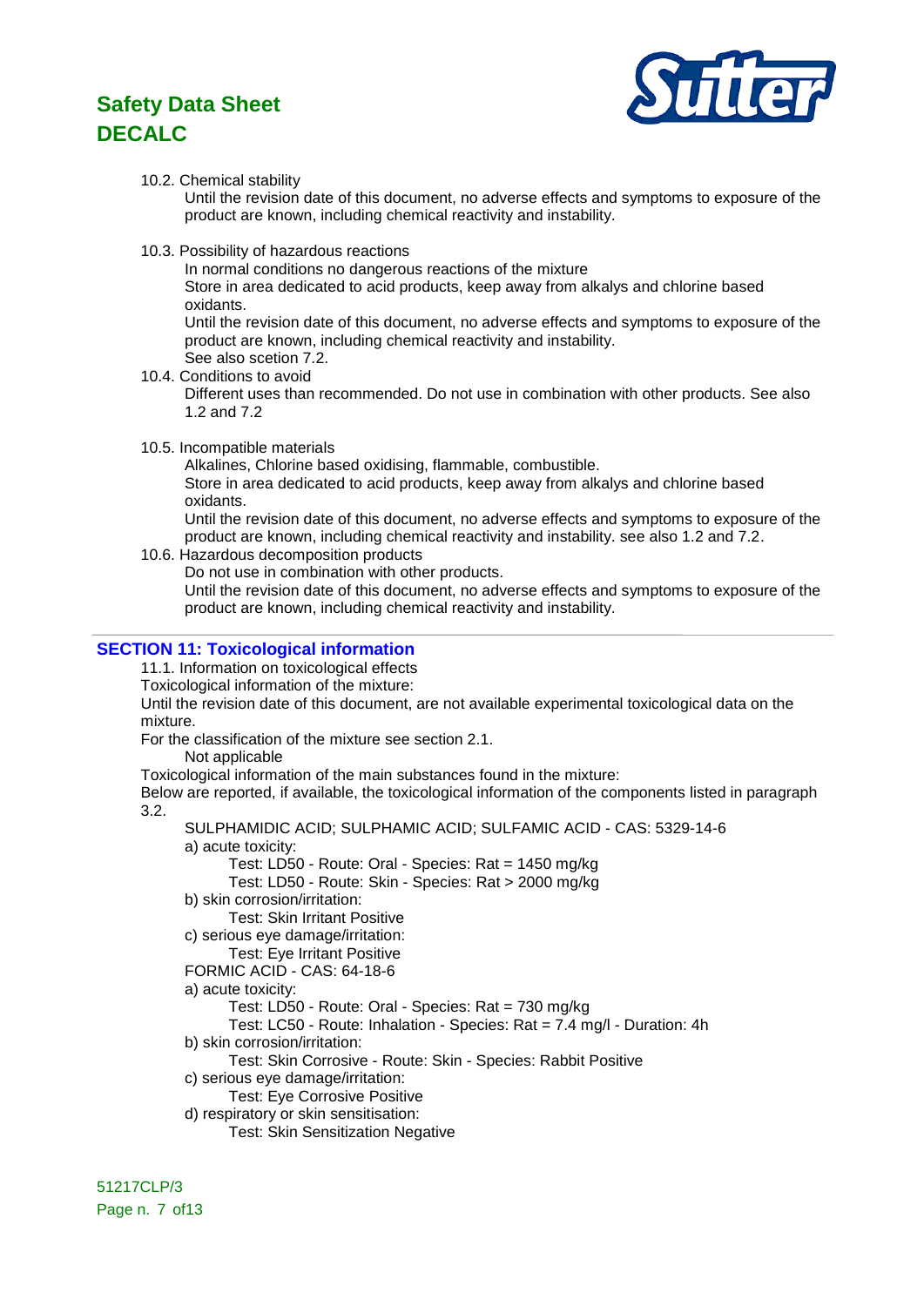10.2. Chemical stability

Until the revision date of this document, no adverse effects and symptoms to exposure of the product are known, including chemical reactivity and instability.

10.3. Possibility of hazardous reactions

In normal conditions no dangerous reactions of the mixture
Store in area dedicated to acid products, keep away from alkalys and chlorine based oxidants.
Until the revision date of this document, no adverse effects and symptoms to exposure of the product are known, including chemical reactivity and instability.
See also scetion 7.2.

10.4. Conditions to avoid

Different uses than recommended. Do not use in combination with other products. See also 1.2 and 7.2

10.5. Incompatible materials

Alkalines, Chlorine based oxidising, flammable, combustible.
Store in area dedicated to acid products, keep away from alkalys and chlorine based oxidants.
Until the revision date of this document, no adverse effects and symptoms to exposure of the product are known, including chemical reactivity and instability. see also 1.2 and 7.2.

10.6. Hazardous decomposition products

Do not use in combination with other products.
Until the revision date of this document, no adverse effects and symptoms to exposure of the product are known, including chemical reactivity and instability.

## SECTION 11: Toxicological information

11.1. Information on toxicological effects

Toxicological information of the mixture:

Until the revision date of this document, are not available experimental toxicological data on the mixture.

For the classification of the mixture see section 2.1.

Not applicable

Toxicological information of the main substances found in the mixture:

Below are reported, if available, the toxicological information of the components listed in paragraph 3.2.

SULPHAMIDIC ACID; SULPHAMIC ACID; SULFAMIC ACID - CAS: 5329-14-6

a) acute toxicity:
- Test: LD50 - Route: Oral - Species: Rat = 1450 mg/kg
- Test: LD50 - Route: Skin - Species: Rat > 2000 mg/kg

b) skin corrosion/irritation:
- Test: Skin Irritant Positive

c) serious eye damage/irritation:
- Test: Eye Irritant Positive

FORMIC ACID - CAS: 64-18-6

a) acute toxicity:
- Test: LD50 - Route: Oral - Species: Rat = 730 mg/kg
- Test: LC50 - Route: Inhalation - Species: Rat = 7.4 mg/l - Duration: 4h

b) skin corrosion/irritation:
- Test: Skin Corrosive - Route: Skin - Species: Rabbit Positive

c) serious eye damage/irritation:
- Test: Eye Corrosive Positive

d) respiratory or skin sensitisation:
- Test: Skin Sensitization Negative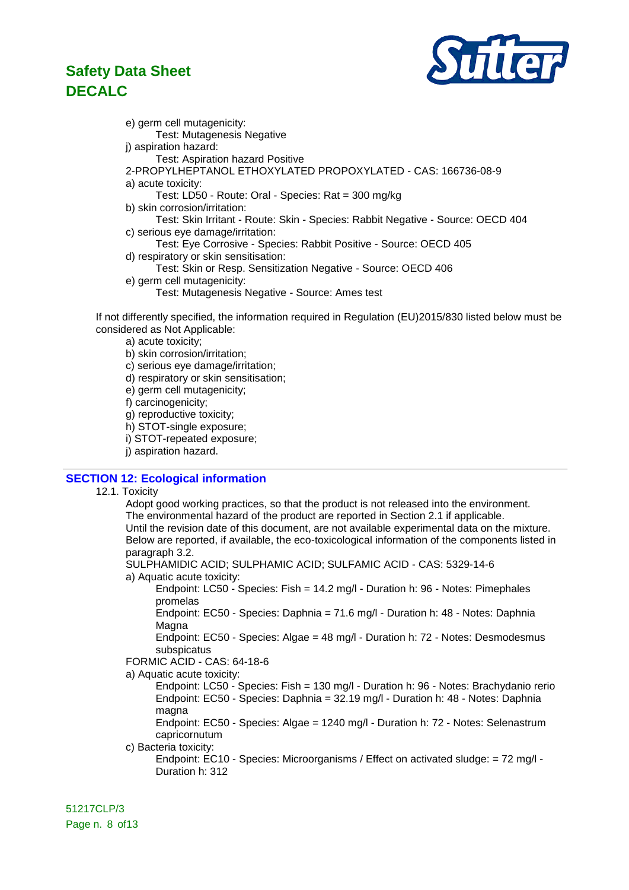e) germ cell mutagenicity:
  Test: Mutagenesis Negative

j) aspiration hazard:
  Test: Aspiration hazard Positive

2-PROPYLHEPTANOL ETHOXYLATED PROPOXYLATED - CAS: 166736-08-9

a) acute toxicity:
  Test: LD50 - Route: Oral - Species: Rat = 300 mg/kg

b) skin corrosion/irritation:
  Test: Skin Irritant - Route: Skin - Species: Rabbit Negative - Source: OECD 404

c) serious eye damage/irritation:
  Test: Eye Corrosive - Species: Rabbit Positive - Source: OECD 405

d) respiratory or skin sensitisation:
  Test: Skin or Resp. Sensitization Negative - Source: OECD 406

e) germ cell mutagenicity:
  Test: Mutagenesis Negative - Source: Ames test

If not differently specified, the information required in Regulation (EU)2015/830 listed below must be considered as Not Applicable:

a) acute toxicity;
b) skin corrosion/irritation;
c) serious eye damage/irritation;
d) respiratory or skin sensitisation;
e) germ cell mutagenicity;
f) carcinogenicity;
g) reproductive toxicity;
h) STOT-single exposure;
i) STOT-repeated exposure;
j) aspiration hazard.

## SECTION 12: Ecological information

12.1. Toxicity

Adopt good working practices, so that the product is not released into the environment.
The environmental hazard of the product are reported in Section 2.1 if applicable.
Until the revision date of this document, are not available experimental data on the mixture.
Below are reported, if available, the eco-toxicological information of the components listed in paragraph 3.2.

SULPHAMIDIC ACID; SULPHAMIC ACID; SULFAMIC ACID - CAS: 5329-14-6

a) Aquatic acute toxicity:
  Endpoint: LC50 - Species: Fish = 14.2 mg/l - Duration h: 96 - Notes: Pimephales promelas
  Endpoint: EC50 - Species: Daphnia = 71.6 mg/l - Duration h: 48 - Notes: Daphnia Magna
  Endpoint: EC50 - Species: Algae = 48 mg/l - Duration h: 72 - Notes: Desmodesmus subspicatus

FORMIC ACID - CAS: 64-18-6

a) Aquatic acute toxicity:
  Endpoint: LC50 - Species: Fish = 130 mg/l - Duration h: 96 - Notes: Brachydanio rerio
  Endpoint: EC50 - Species: Daphnia = 32.19 mg/l - Duration h: 48 - Notes: Daphnia magna
  Endpoint: EC50 - Species: Algae = 1240 mg/l - Duration h: 72 - Notes: Selenastrum capricornutum

c) Bacteria toxicity:
  Endpoint: EC10 - Species: Microorganisms / Effect on activated sludge: = 72 mg/l - Duration h: 312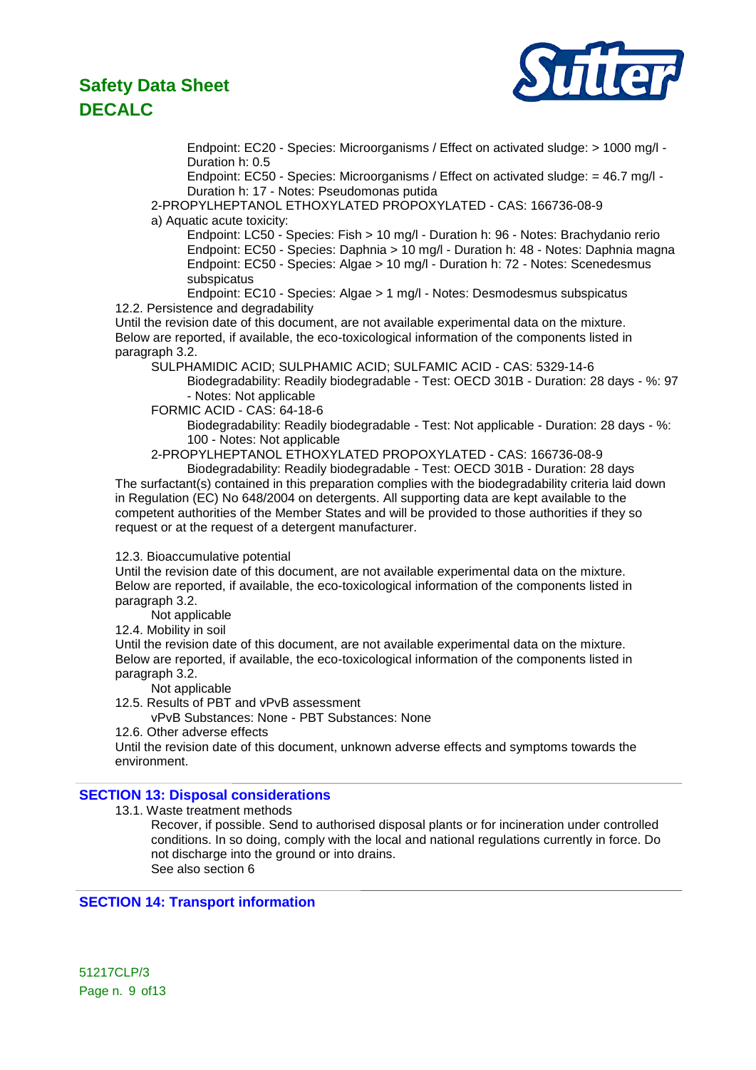Endpoint: EC20 - Species: Microorganisms / Effect on activated sludge: > 1000 mg/l - Duration h: 0.5

Endpoint: EC50 - Species: Microorganisms / Effect on activated sludge: = 46.7 mg/l - Duration h: 17 - Notes: Pseudomonas putida

2-PROPYLHEPTANOL ETHOXYLATED PROPOXYLATED - CAS: 166736-08-9

a) Aquatic acute toxicity:

Endpoint: LC50 - Species: Fish > 10 mg/l - Duration h: 96 - Notes: Brachydanio rerio

Endpoint: EC50 - Species: Daphnia > 10 mg/l - Duration h: 48 - Notes: Daphnia magna

Endpoint: EC50 - Species: Algae > 10 mg/l - Duration h: 72 - Notes: Scenedesmus subspicatus

Endpoint: EC10 - Species: Algae > 1 mg/l - Notes: Desmodesmus subspicatus

12.2. Persistence and degradability

Until the revision date of this document, are not available experimental data on the mixture. Below are reported, if available, the eco-toxicological information of the components listed in paragraph 3.2.

SULPHAMIDIC ACID; SULPHAMIC ACID; SULFAMIC ACID - CAS: 5329-14-6

Biodegradability: Readily biodegradable - Test: OECD 301B - Duration: 28 days - %: 97 - Notes: Not applicable

FORMIC ACID - CAS: 64-18-6

Biodegradability: Readily biodegradable - Test: Not applicable - Duration: 28 days - %: 100 - Notes: Not applicable

2-PROPYLHEPTANOL ETHOXYLATED PROPOXYLATED - CAS: 166736-08-9

Biodegradability: Readily biodegradable - Test: OECD 301B - Duration: 28 days

The surfactant(s) contained in this preparation complies with the biodegradability criteria laid down in Regulation (EC) No 648/2004 on detergents. All supporting data are kept available to the competent authorities of the Member States and will be provided to those authorities if they so request or at the request of a detergent manufacturer.

12.3. Bioaccumulative potential

Until the revision date of this document, are not available experimental data on the mixture. Below are reported, if available, the eco-toxicological information of the components listed in paragraph 3.2.

Not applicable

12.4. Mobility in soil

Until the revision date of this document, are not available experimental data on the mixture. Below are reported, if available, the eco-toxicological information of the components listed in paragraph 3.2.

Not applicable

12.5. Results of PBT and vPvB assessment

vPvB Substances: None - PBT Substances: None

12.6. Other adverse effects

Until the revision date of this document, unknown adverse effects and symptoms towards the environment.

## SECTION 13: Disposal considerations

13.1. Waste treatment methods

Recover, if possible. Send to authorised disposal plants or for incineration under controlled conditions. In so doing, comply with the local and national regulations currently in force. Do not discharge into the ground or into drains.

See also section 6

## SECTION 14: Transport information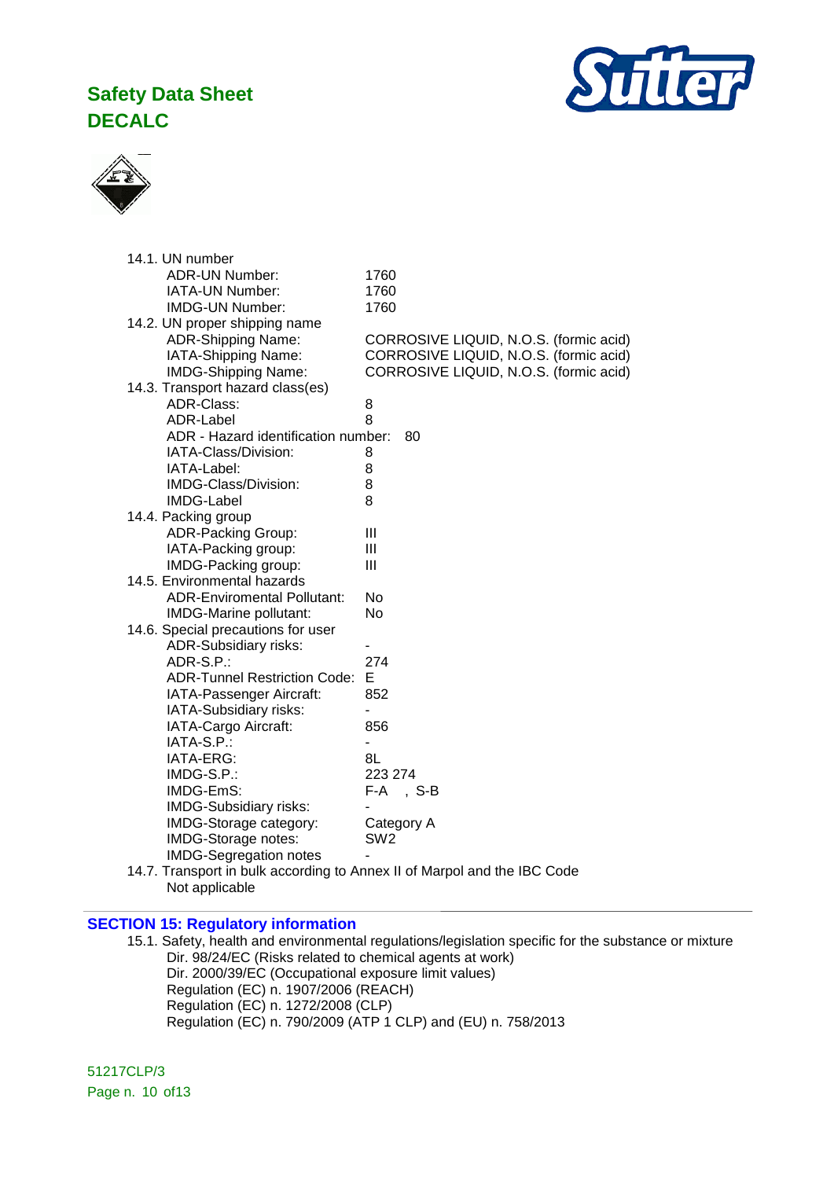14.1. UN number

- ADR-UN Number: 1760
- IATA-UN Number: 1760
- IMDG-UN Number: 1760

14.2. UN proper shipping name

- ADR-Shipping Name: CORROSIVE LIQUID, N.O.S. (formic acid)
- IATA-Shipping Name: CORROSIVE LIQUID, N.O.S. (formic acid)
- IMDG-Shipping Name: CORROSIVE LIQUID, N.O.S. (formic acid)

14.3. Transport hazard class(es)

- ADR-Class: 8
- ADR-Label 8
- ADR - Hazard identification number: 80
- IATA-Class/Division: 8
- IATA-Label: 8
- IMDG-Class/Division: 8
- IMDG-Label 8

14.4. Packing group

- ADR-Packing Group: III
- IATA-Packing group: III
- IMDG-Packing group: III

14.5. Environmental hazards

- ADR-Enviromental Pollutant: No
- IMDG-Marine pollutant: No

14.6. Special precautions for user

- ADR-Subsidiary risks: -
- ADR-S.P.: 274
- ADR-Tunnel Restriction Code: E
- IATA-Passenger Aircraft: 852
- IATA-Subsidiary risks: -
- IATA-Cargo Aircraft: 856
- IATA-S.P.: -
- IATA-ERG: 8L
- IMDG-S.P.: 223 274
- IMDG-EmS: F-A , S-B
- IMDG-Subsidiary risks: -
- IMDG-Storage category: Category A
- IMDG-Storage notes: SW2
- IMDG-Segregation notes -

14.7. Transport in bulk according to Annex II of Marpol and the IBC Code

Not applicable

## SECTION 15: Regulatory information

15.1. Safety, health and environmental regulations/legislation specific for the substance or mixture

- Dir. 98/24/EC (Risks related to chemical agents at work)
- Dir. 2000/39/EC (Occupational exposure limit values)
- Regulation (EC) n. 1907/2006 (REACH)
- Regulation (EC) n. 1272/2008 (CLP)
- Regulation (EC) n. 790/2009 (ATP 1 CLP) and (EU) n. 758/2013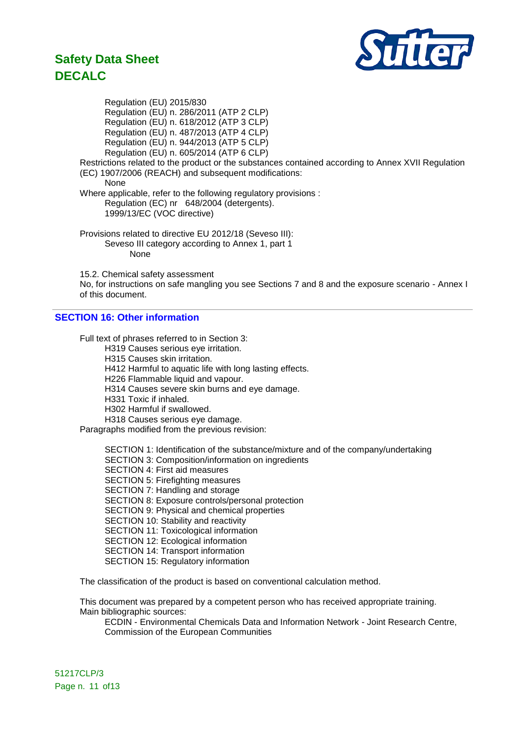Regulation (EU) 2015/830
Regulation (EU) n. 286/2011 (ATP 2 CLP)
Regulation (EU) n. 618/2012 (ATP 3 CLP)
Regulation (EU) n. 487/2013 (ATP 4 CLP)
Regulation (EU) n. 944/2013 (ATP 5 CLP)
Regulation (EU) n. 605/2014 (ATP 6 CLP)

Restrictions related to the product or the substances contained according to Annex XVII Regulation (EC) 1907/2006 (REACH) and subsequent modifications:

None

Where applicable, refer to the following regulatory provisions :

Regulation (EC) nr 648/2004 (detergents).
1999/13/EC (VOC directive)

Provisions related to directive EU 2012/18 (Seveso III):

Seveso III category according to Annex 1, part 1

None

15.2. Chemical safety assessment

No, for instructions on safe mangling you see Sections 7 and 8 and the exposure scenario - Annex I of this document.

## SECTION 16: Other information

Full text of phrases referred to in Section 3:

H319 Causes serious eye irritation.
H315 Causes skin irritation.
H412 Harmful to aquatic life with long lasting effects.
H226 Flammable liquid and vapour.
H314 Causes severe skin burns and eye damage.
H331 Toxic if inhaled.
H302 Harmful if swallowed.
H318 Causes serious eye damage.

Paragraphs modified from the previous revision:

SECTION 1: Identification of the substance/mixture and of the company/undertaking
SECTION 3: Composition/information on ingredients
SECTION 4: First aid measures
SECTION 5: Firefighting measures
SECTION 7: Handling and storage
SECTION 8: Exposure controls/personal protection
SECTION 9: Physical and chemical properties
SECTION 10: Stability and reactivity
SECTION 11: Toxicological information
SECTION 12: Ecological information
SECTION 14: Transport information
SECTION 15: Regulatory information

The classification of the product is based on conventional calculation method.

This document was prepared by a competent person who has received appropriate training.

Main bibliographic sources:

ECDIN - Environmental Chemicals Data and Information Network - Joint Research Centre, Commission of the European Communities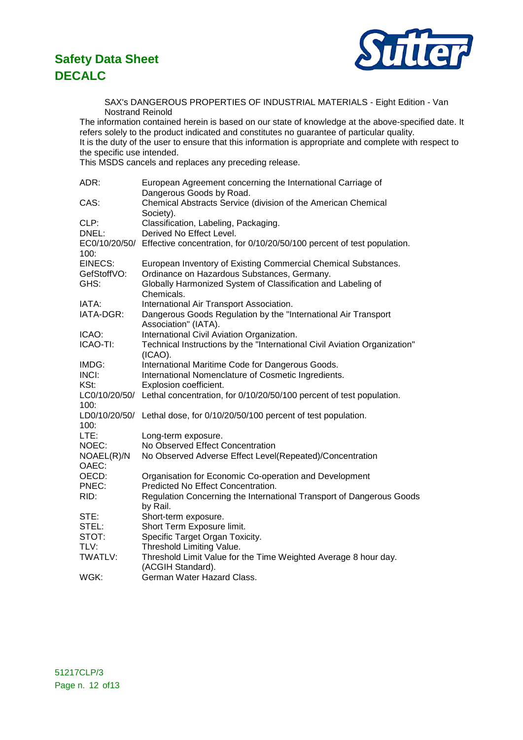SAX's DANGEROUS PROPERTIES OF INDUSTRIAL MATERIALS - Eight Edition - Van Nostrand Reinold

The information contained herein is based on our state of knowledge at the above-specified date. It refers solely to the product indicated and constitutes no guarantee of particular quality.
It is the duty of the user to ensure that this information is appropriate and complete with respect to the specific use intended.
This MSDS cancels and replaces any preceding release.

| | |
|---|---|
| ADR: | European Agreement concerning the International Carriage of Dangerous Goods by Road. |
| CAS: | Chemical Abstracts Service (division of the American Chemical Society). |
| CLP: | Classification, Labeling, Packaging. |
| DNEL: | Derived No Effect Level. |
| EC0/10/20/50/100: | Effective concentration, for 0/10/20/50/100 percent of test population. |
| EINECS: | European Inventory of Existing Commercial Chemical Substances. |
| GefStoffVO: | Ordinance on Hazardous Substances, Germany. |
| GHS: | Globally Harmonized System of Classification and Labeling of Chemicals. |
| IATA: | International Air Transport Association. |
| IATA-DGR: | Dangerous Goods Regulation by the "International Air Transport Association" (IATA). |
| ICAO: | International Civil Aviation Organization. |
| ICAO-TI: | Technical Instructions by the "International Civil Aviation Organization" (ICAO). |
| IMDG: | International Maritime Code for Dangerous Goods. |
| INCI: | International Nomenclature of Cosmetic Ingredients. |
| KSt: | Explosion coefficient. |
| LC0/10/20/50/100: | Lethal concentration, for 0/10/20/50/100 percent of test population. |
| LD0/10/20/50/100: | Lethal dose, for 0/10/20/50/100 percent of test population. |
| LTE: | Long-term exposure. |
| NOEC: | No Observed Effect Concentration |
| NOAEL(R)/NOAEC: | No Observed Adverse Effect Level(Repeated)/Concentration |
| OECD: | Organisation for Economic Co-operation and Development |
| PNEC: | Predicted No Effect Concentration. |
| RID: | Regulation Concerning the International Transport of Dangerous Goods by Rail. |
| STE: | Short-term exposure. |
| STEL: | Short Term Exposure limit. |
| STOT: | Specific Target Organ Toxicity. |
| TLV: | Threshold Limiting Value. |
| TWATLV: | Threshold Limit Value for the Time Weighted Average 8 hour day. (ACGIH Standard). |
| WGK: | German Water Hazard Class. |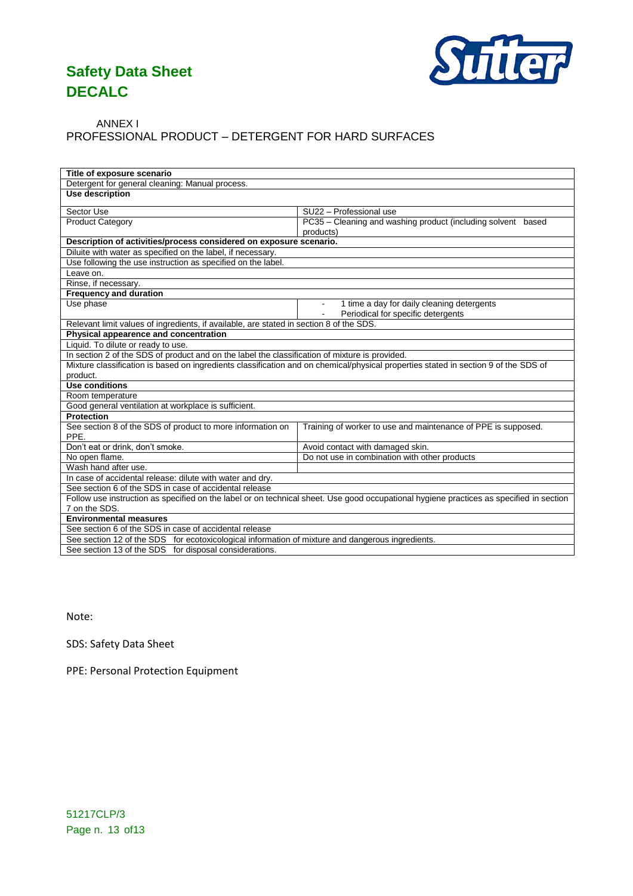# Safety Data Sheet
# DECALC

ANNEX I

PROFESSIONAL PRODUCT – DETERGENT FOR HARD SURFACES

| | |
|---|---|
| **Title of exposure scenario** | |
| Detergent for general cleaning: Manual process. | |
| **Use description** | |
| Sector Use | SU22 – Professional use |
| Product Category | PC35 – Cleaning and washing product (including solvent based products) |
| **Description of activities/process considered on exposure scenario.** | |
| Diluite with water as specified on the label, if necessary. | |
| Use following the use instruction as specified on the label. | |
| Leave on. | |
| Rinse, if necessary. | |
| **Frequency and duration** | |
| Use phase | - 1 time a day for daily cleaning detergents<br>- Periodical for specific detergents |
| Relevant limit values of ingredients, if available, are stated in section 8 of the SDS. | |
| **Physical appearence and concentration** | |
| Liquid. To dilute or ready to use. | |
| In section 2 of the SDS of product and on the label the classification of mixture is provided. | |
| Mixture classification is based on ingredients classification and on chemical/physical properties stated in section 9 of the SDS of product. | |
| **Use conditions** | |
| Room temperature | |
| Good general ventilation at workplace is sufficient. | |
| **Protection** | |
| See section 8 of the SDS of product to more information on PPE. | Training of worker to use and maintenance of PPE is supposed. |
| Don't eat or drink, don't smoke. | Avoid contact with damaged skin. |
| No open flame. | Do not use in combination with other products |
| Wash hand after use. | |
| In case of accidental release: dilute with water and dry. | |
| See section 6 of the SDS in case of accidental release | |
| Follow use instruction as specified on the label or on technical sheet. Use good occupational hygiene practices as specified in section 7 on the SDS. | |
| **Environmental measures** | |
| See section 6 of the SDS in case of accidental release | |
| See section 12 of the SDS for ecotoxicological information of mixture and dangerous ingredients. | |
| See section 13 of the SDS for disposal considerations. | |

Note:

SDS: Safety Data Sheet

PPE: Personal Protection Equipment

51217CLP/3